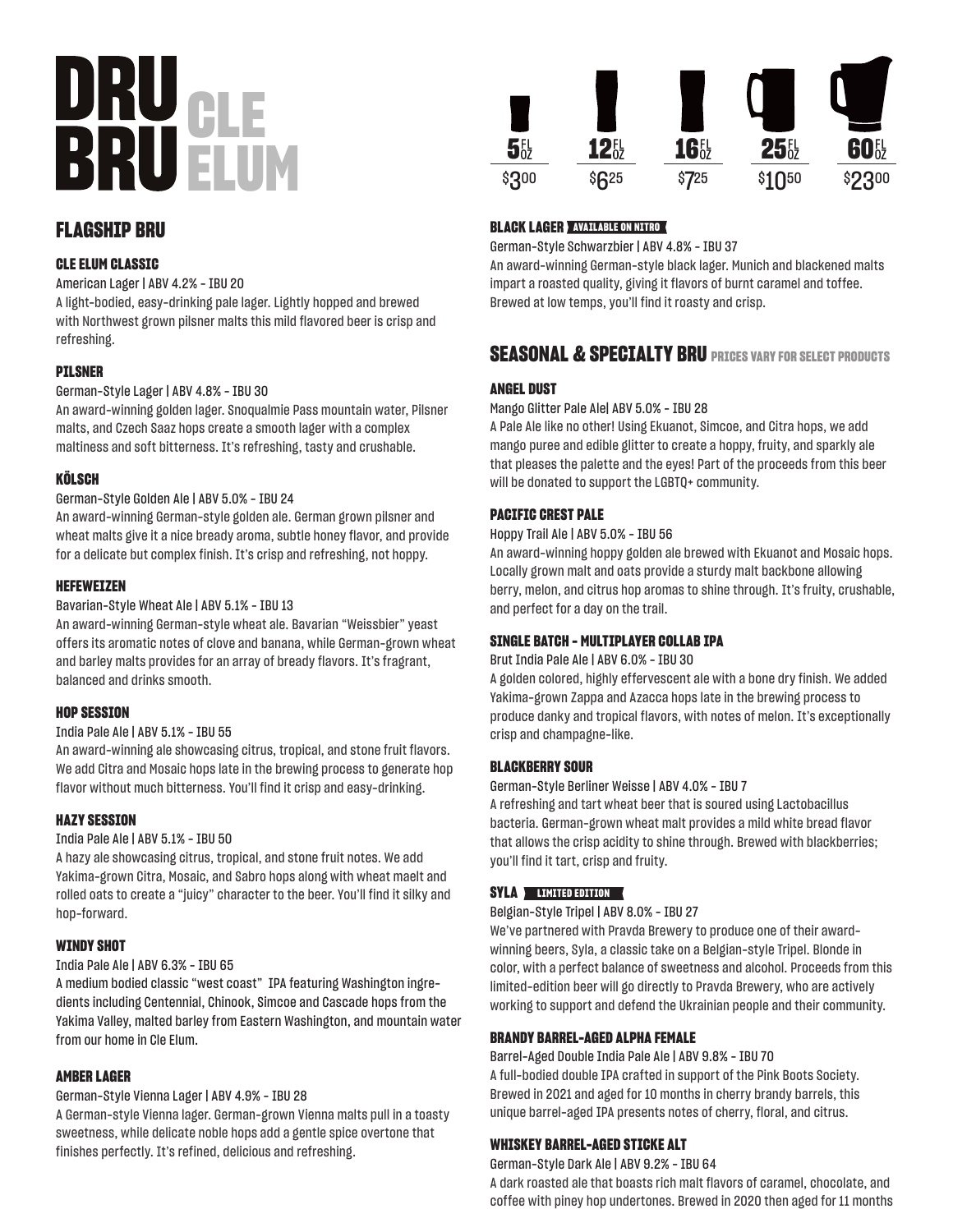# DRU BRU CLE ELUM

| 5 FL OZ | 12 FL OZ | 16 FL OZ | 25 FL OZ | 60 FL OZ |
|---|---|---|---|---|
| $3.00 | $6.25 | $7.25 | $10.50 | $23.00 |

## FLAGSHIP BRU

### CLE ELUM CLASSIC

American Lager | ABV 4.2% - IBU 20

A light-bodied, easy-drinking pale lager. Lightly hopped and brewed with Northwest grown pilsner malts this mild flavored beer is crisp and refreshing.

### PILSNER

German-Style Lager | ABV 4.8% - IBU 30

An award-winning golden lager. Snoqualmie Pass mountain water, Pilsner malts, and Czech Saaz hops create a smooth lager with a complex maltiness and soft bitterness. It's refreshing, tasty and crushable.

### KÖLSCH

German-Style Golden Ale | ABV 5.0% - IBU 24

An award-winning German-style golden ale. German grown pilsner and wheat malts give it a nice bready aroma, subtle honey flavor, and provide for a delicate but complex finish. It's crisp and refreshing, not hoppy.

### HEFEWEIZEN

Bavarian-Style Wheat Ale | ABV 5.1% - IBU 13

An award-winning German-style wheat ale. Bavarian "Weissbier" yeast offers its aromatic notes of clove and banana, while German-grown wheat and barley malts provides for an array of bready flavors. It's fragrant, balanced and drinks smooth.

### HOP SESSION

India Pale Ale | ABV 5.1% - IBU 55

An award-winning ale showcasing citrus, tropical, and stone fruit flavors. We add Citra and Mosaic hops late in the brewing process to generate hop flavor without much bitterness. You'll find it crisp and easy-drinking.

### HAZY SESSION

India Pale Ale | ABV 5.1% - IBU 50

A hazy ale showcasing citrus, tropical, and stone fruit notes. We add Yakima-grown Citra, Mosaic, and Sabro hops along with wheat maelt and rolled oats to create a "juicy" character to the beer. You'll find it silky and hop-forward.

### WINDY SHOT

India Pale Ale | ABV 6.3% - IBU 65

A medium bodied classic "west coast" IPA featuring Washington ingredients including Centennial, Chinook, Simcoe and Cascade hops from the Yakima Valley, malted barley from Eastern Washington, and mountain water from our home in Cle Elum.

### AMBER LAGER

German-Style Vienna Lager | ABV 4.9% - IBU 28

A German-style Vienna lager. German-grown Vienna malts pull in a toasty sweetness, while delicate noble hops add a gentle spice overtone that finishes perfectly. It's refined, delicious and refreshing.

### BLACK LAGER AVAILABLE ON NITRO

German-Style Schwarzbier | ABV 4.8% - IBU 37

An award-winning German-style black lager. Munich and blackened malts impart a roasted quality, giving it flavors of burnt caramel and toffee. Brewed at low temps, you'll find it roasty and crisp.

## SEASONAL & SPECIALTY BRU PRICES VARY FOR SELECT PRODUCTS

### ANGEL DUST

Mango Glitter Pale Ale| ABV 5.0% - IBU 28

A Pale Ale like no other! Using Ekuanot, Simcoe, and Citra hops, we add mango puree and edible glitter to create a hoppy, fruity, and sparkly ale that pleases the palette and the eyes! Part of the proceeds from this beer will be donated to support the LGBTQ+ community.

### PACIFIC CREST PALE

Hoppy Trail Ale | ABV 5.0% - IBU 56

An award-winning hoppy golden ale brewed with Ekuanot and Mosaic hops. Locally grown malt and oats provide a sturdy malt backbone allowing berry, melon, and citrus hop aromas to shine through. It's fruity, crushable, and perfect for a day on the trail.

### SINGLE BATCH - MULTIPLAYER COLLAB IPA

Brut India Pale Ale | ABV 6.0% - IBU 30

A golden colored, highly effervescent ale with a bone dry finish. We added Yakima-grown Zappa and Azacca hops late in the brewing process to produce danky and tropical flavors, with notes of melon. It's exceptionally crisp and champagne-like.

### BLACKBERRY SOUR

German-Style Berliner Weisse | ABV 4.0% - IBU 7

A refreshing and tart wheat beer that is soured using Lactobacillus bacteria. German-grown wheat malt provides a mild white bread flavor that allows the crisp acidity to shine through. Brewed with blackberries; you'll find it tart, crisp and fruity.

### SYLA LIMITED EDITION

Belgian-Style Tripel | ABV 8.0% - IBU 27

We've partnered with Pravda Brewery to produce one of their award-winning beers, Syla, a classic take on a Belgian-style Tripel. Blonde in color, with a perfect balance of sweetness and alcohol. Proceeds from this limited-edition beer will go directly to Pravda Brewery, who are actively working to support and defend the Ukrainian people and their community.

### BRANDY BARREL-AGED ALPHA FEMALE

Barrel-Aged Double India Pale Ale | ABV 9.8% - IBU 70

A full-bodied double IPA crafted in support of the Pink Boots Society. Brewed in 2021 and aged for 10 months in cherry brandy barrels, this unique barrel-aged IPA presents notes of cherry, floral, and citrus.

### WHISKEY BARREL-AGED STICKE ALT

German-Style Dark Ale | ABV 9.2% - IBU 64

A dark roasted ale that boasts rich malt flavors of caramel, chocolate, and coffee with piney hop undertones. Brewed in 2020 then aged for 11 months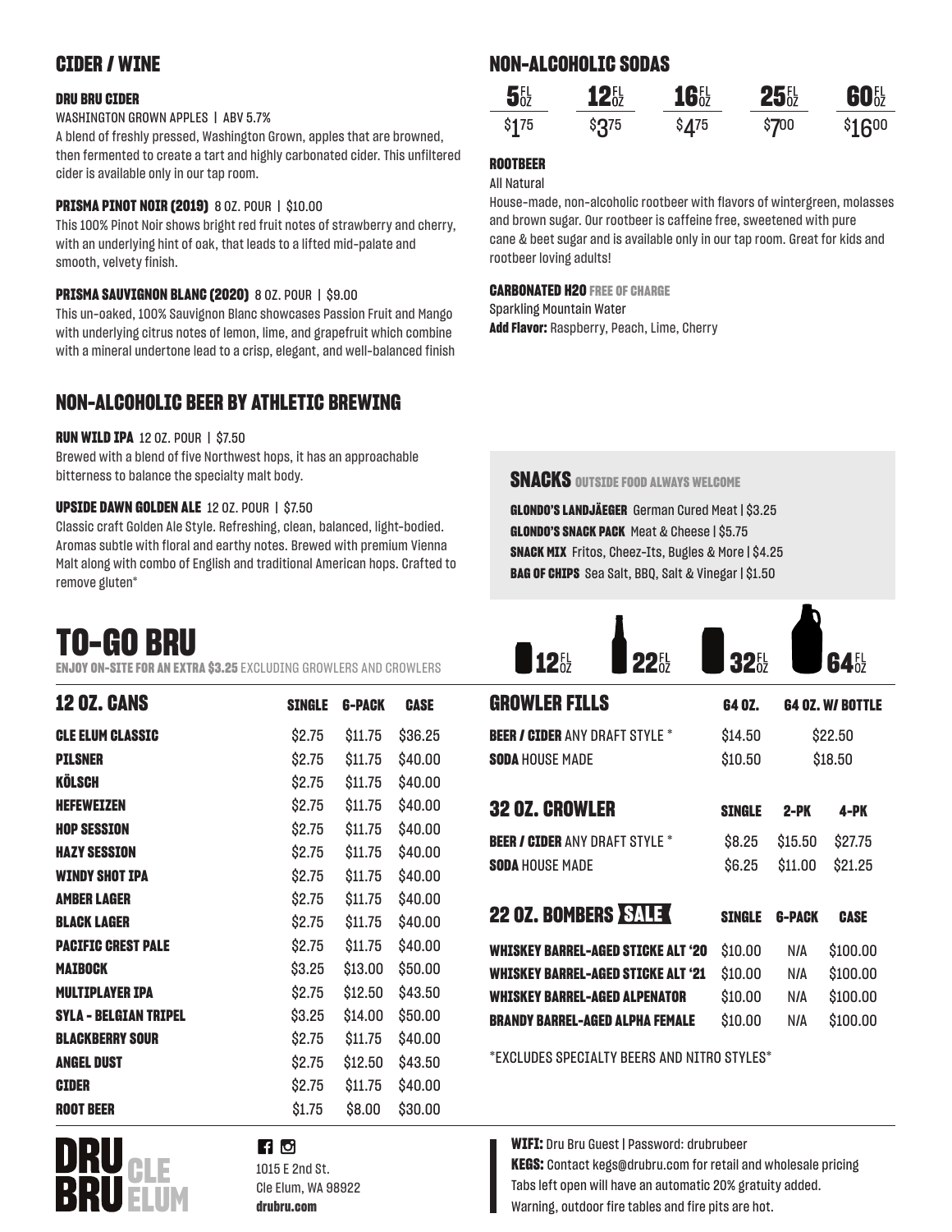## CIDER / WINE

### DRU BRU CIDER

WASHINGTON GROWN APPLES | ABV 5.7%

A blend of freshly pressed, Washington Grown, apples that are browned, then fermented to create a tart and highly carbonated cider. This unfiltered cider is available only in our tap room.

### PRISMA PINOT NOIR (2019) 8 OZ. POUR | $10.00

This 100% Pinot Noir shows bright red fruit notes of strawberry and cherry, with an underlying hint of oak, that leads to a lifted mid-palate and smooth, velvety finish.

### PRISMA SAUVIGNON BLANC (2020) 8 OZ. POUR | $9.00

This un-oaked, 100% Sauvignon Blanc showcases Passion Fruit and Mango with underlying citrus notes of lemon, lime, and grapefruit which combine with a mineral undertone lead to a crisp, elegant, and well-balanced finish

## NON-ALCOHOLIC BEER BY ATHLETIC BREWING

### RUN WILD IPA 12 OZ. POUR | $7.50

Brewed with a blend of five Northwest hops, it has an approachable bitterness to balance the specialty malt body.

### UPSIDE DAWN GOLDEN ALE 12 OZ. POUR | $7.50

Classic craft Golden Ale Style. Refreshing, clean, balanced, light-bodied. Aromas subtle with floral and earthy notes. Brewed with premium Vienna Malt along with combo of English and traditional American hops. Crafted to remove gluten*

## NON-ALCOHOLIC SODAS

| 5 FL OZ | 12 FL OZ | 16 FL OZ | 25 FL OZ | 60 FL OZ |
|---|---|---|---|---|
| $1.75 | $3.75 | $4.75 | $7.00 | $16.00 |

### ROOTBEER

All Natural

House-made, non-alcoholic rootbeer with flavors of wintergreen, molasses and brown sugar. Our rootbeer is caffeine free, sweetened with pure cane & beet sugar and is available only in our tap room. Great for kids and rootbeer loving adults!

### CARBONATED H2O FREE OF CHARGE

Sparkling Mountain Water

**Add Flavor:** Raspberry, Peach, Lime, Cherry

## SNACKS OUTSIDE FOOD ALWAYS WELCOME

**GLONDO'S LANDJÄEGER** German Cured Meat | $3.25
**GLONDO'S SNACK PACK** Meat & Cheese | $5.75
**SNACK MIX** Fritos, Cheez-Its, Bugles & More | $4.25
**BAG OF CHIPS** Sea Salt, BBQ, Salt & Vinegar | $1.50

# TO-GO BRU

**ENJOY ON-SITE FOR AN EXTRA $3.25** EXCLUDING GROWLERS AND CROWLERS

12 FL OZ | 22 FL OZ | 32 FL OZ | 64 FL OZ

| 12 OZ. CANS | SINGLE | 6-PACK | CASE |
|---|---|---|---|
| CLE ELUM CLASSIC | $2.75 | $11.75 | $36.25 |
| PILSNER | $2.75 | $11.75 | $40.00 |
| KÖLSCH | $2.75 | $11.75 | $40.00 |
| HEFEWEIZEN | $2.75 | $11.75 | $40.00 |
| HOP SESSION | $2.75 | $11.75 | $40.00 |
| HAZY SESSION | $2.75 | $11.75 | $40.00 |
| WINDY SHOT IPA | $2.75 | $11.75 | $40.00 |
| AMBER LAGER | $2.75 | $11.75 | $40.00 |
| BLACK LAGER | $2.75 | $11.75 | $40.00 |
| PACIFIC CREST PALE | $2.75 | $11.75 | $40.00 |
| MAIBOCK | $3.25 | $13.00 | $50.00 |
| MULTIPLAYER IPA | $2.75 | $12.50 | $43.50 |
| SYLA - BELGIAN TRIPEL | $3.25 | $14.00 | $50.00 |
| BLACKBERRY SOUR | $2.75 | $11.75 | $40.00 |
| ANGEL DUST | $2.75 | $12.50 | $43.50 |
| CIDER | $2.75 | $11.75 | $40.00 |
| ROOT BEER | $1.75 | $8.00 | $30.00 |

| GROWLER FILLS | 64 OZ. | 64 OZ. W/ BOTTLE |
|---|---|---|
| BEER / CIDER ANY DRAFT STYLE * | $14.50 | $22.50 |
| SODA HOUSE MADE | $10.50 | $18.50 |

| 32 OZ. CROWLER | SINGLE | 2-PK | 4-PK |
|---|---|---|---|
| BEER / CIDER ANY DRAFT STYLE * | $8.25 | $15.50 | $27.75 |
| SODA HOUSE MADE | $6.25 | $11.00 | $21.25 |

| 22 OZ. BOMBERS SALE | SINGLE | 6-PACK | CASE |
|---|---|---|---|
| WHISKEY BARREL-AGED STICKE ALT '20 | $10.00 | N/A | $100.00 |
| WHISKEY BARREL-AGED STICKE ALT '21 | $10.00 | N/A | $100.00 |
| WHISKEY BARREL-AGED ALPENATOR | $10.00 | N/A | $100.00 |
| BRANDY BARREL-AGED ALPHA FEMALE | $10.00 | N/A | $100.00 |

*EXCLUDES SPECIALTY BEERS AND NITRO STYLES*

**DRU BRU CLE ELUM**

1015 E 2nd St.
Cle Elum, WA 98922
**drubru.com**

**WIFI:** Dru Bru Guest | Password: drubrubeer
**KEGS:** Contact kegs@drubru.com for retail and wholesale pricing
Tabs left open will have an automatic 20% gratuity added.
Warning, outdoor fire tables and fire pits are hot.